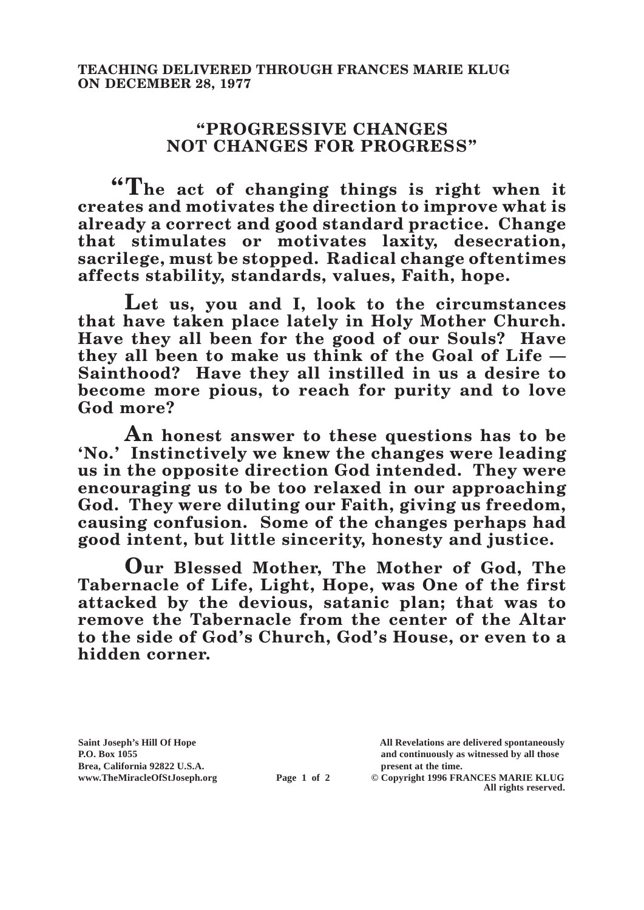**TEACHING DELIVERED THROUGH FRANCES MARIE KLUG ON DECEMBER 28, 1977**

# "PROGRESSIVE CHANGES NOT CHANGES FOR PROGRESS"

**"The act of changing things is right when it creates and motivates the direction to improve what is already a correct and good standard practice. Change that stimulates or motivates laxity, desecration, sacrilege, must be stopped. Radical change oftentimes affects stability, standards, values, Faith, hope.**

**Let us, you and I, look to the circumstances that have taken place lately in Holy Mother Church. Have they all been for the good of our Souls? Have they all been to make us think of the Goal of Life — Sainthood? Have they all instilled in us a desire to become more pious, to reach for purity and to love God more?**

**An honest answer to these questions has to be 'No.' Instinctively we knew the changes were leading us in the opposite direction God intended. They were encouraging us to be too relaxed in our approaching God. They were diluting our Faith, giving us freedom, causing confusion. Some of the changes perhaps had good intent, but little sincerity, honesty and justice.**

**Our Blessed Mother, The Mother of God, The Tabernacle of Life, Light, Hope, was One of the first attacked by the devious, satanic plan; that was to remove the Tabernacle from the center of the Altar to the side of God's Church, God's House, or even to a hidden corner.**

Saint Joseph's Hill Of Hope
P.O. Box 1055
Brea, California 92822 U.S.A.
www.TheMiracleOfStJoseph.org

All Revelations are delivered spontaneously and continuously as witnessed by all those present at the time.
© Copyright 1996 FRANCES MARIE KLUG
All rights reserved.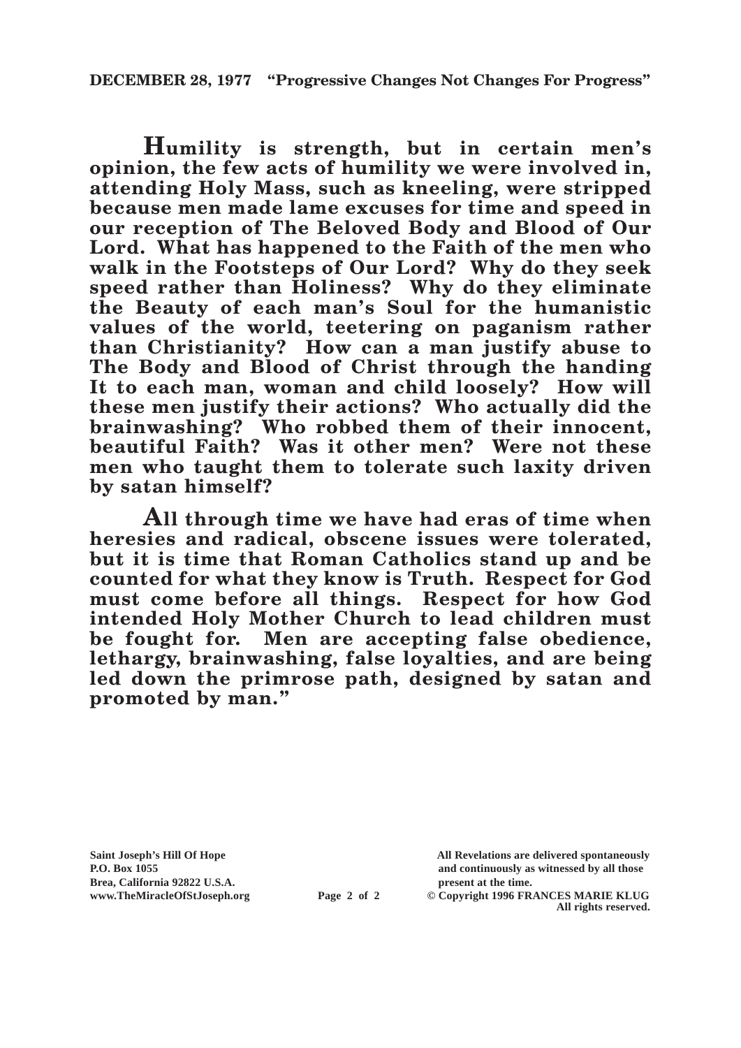**Humility is strength, but in certain men's opinion, the few acts of humility we were involved in, attending Holy Mass, such as kneeling, were stripped because men made lame excuses for time and speed in our reception of The Beloved Body and Blood of Our Lord. What has happened to the Faith of the men who walk in the Footsteps of Our Lord? Why do they seek speed rather than Holiness? Why do they eliminate the Beauty of each man's Soul for the humanistic values of the world, teetering on paganism rather than Christianity? How can a man justify abuse to The Body and Blood of Christ through the handing It to each man, woman and child loosely? How will these men justify their actions? Who actually did the brainwashing? Who robbed them of their innocent, beautiful Faith? Was it other men? Were not these men who taught them to tolerate such laxity driven by satan himself?**

**All through time we have had eras of time when heresies and radical, obscene issues were tolerated, but it is time that Roman Catholics stand up and be counted for what they know is Truth. Respect for God must come before all things. Respect for how God intended Holy Mother Church to lead children must be fought for. Men are accepting false obedience, lethargy, brainwashing, false loyalties, and are being led down the primrose path, designed by satan and promoted by man."**

**Saint Joseph's Hill Of Hope**
**P.O. Box 1055**
**Brea, California 92822 U.S.A.**
**www.TheMiracleOfStJoseph.org**

**All Revelations are delivered spontaneously and continuously as witnessed by all those present at the time.**
**© Copyright 1996 FRANCES MARIE KLUG**
**All rights reserved.**